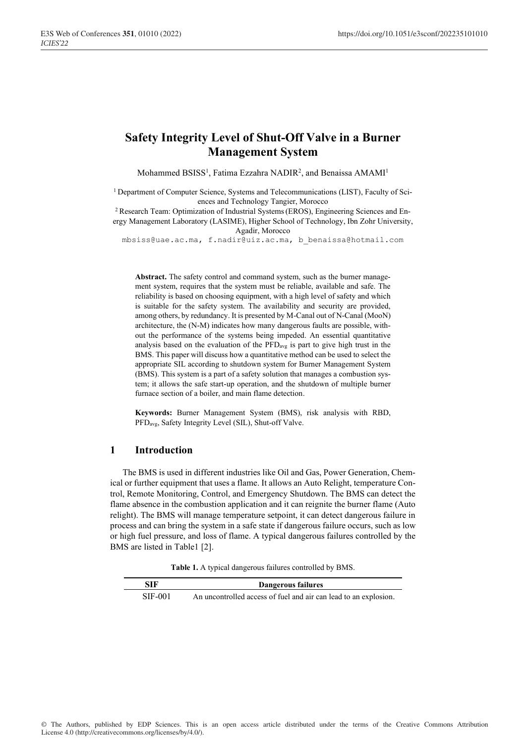# Safety Integrity Level of Shut-Off Valve in a Burner Management System

Mohammed BSISS[1], Fatima Ezzahra NADIR[2], and Benaissa AMAMI[1]

[1] Department of Computer Science, Systems and Telecommunications (LIST), Faculty of Sciences and Technology Tangier, Morocco

[2] Research Team: Optimization of Industrial Systems (EROS), Engineering Sciences and Energy Management Laboratory (LASIME), Higher School of Technology, Ibn Zohr University, Agadir, Morocco

mbsiss@uae.ac.ma, f.nadir@uiz.ac.ma, b_benaissa@hotmail.com

**Abstract.** The safety control and command system, such as the burner management system, requires that the system must be reliable, available and safe. The reliability is based on choosing equipment, with a high level of safety and which is suitable for the safety system. The availability and security are provided, among others, by redundancy. It is presented by M-Canal out of N-Canal (MooN) architecture, the (N-M) indicates how many dangerous faults are possible, without the performance of the systems being impeded. An essential quantitative analysis based on the evaluation of the $PFD_{avg}$ is part to give high trust in the BMS. This paper will discuss how a quantitative method can be used to select the appropriate SIL according to shutdown system for Burner Management System (BMS). This system is a part of a safety solution that manages a combustion system; it allows the safe start-up operation, and the shutdown of multiple burner furnace section of a boiler, and main flame detection.

**Keywords:** Burner Management System (BMS), risk analysis with RBD, $PFD_{avg}$, Safety Integrity Level (SIL), Shut-off Valve.

## 1 Introduction

The BMS is used in different industries like Oil and Gas, Power Generation, Chemical or further equipment that uses a flame. It allows an Auto Relight, temperature Control, Remote Monitoring, Control, and Emergency Shutdown. The BMS can detect the flame absence in the combustion application and it can reignite the burner flame (Auto relight). The BMS will manage temperature setpoint, it can detect dangerous failure in process and can bring the system in a safe state if dangerous failure occurs, such as low or high fuel pressure, and loss of flame. A typical dangerous failures controlled by the BMS are listed in Table1 [2].

**Table 1.** A typical dangerous failures controlled by BMS.

| SIF | Dangerous failures |
|---|---|
| SIF-001 | An uncontrolled access of fuel and air can lead to an explosion. |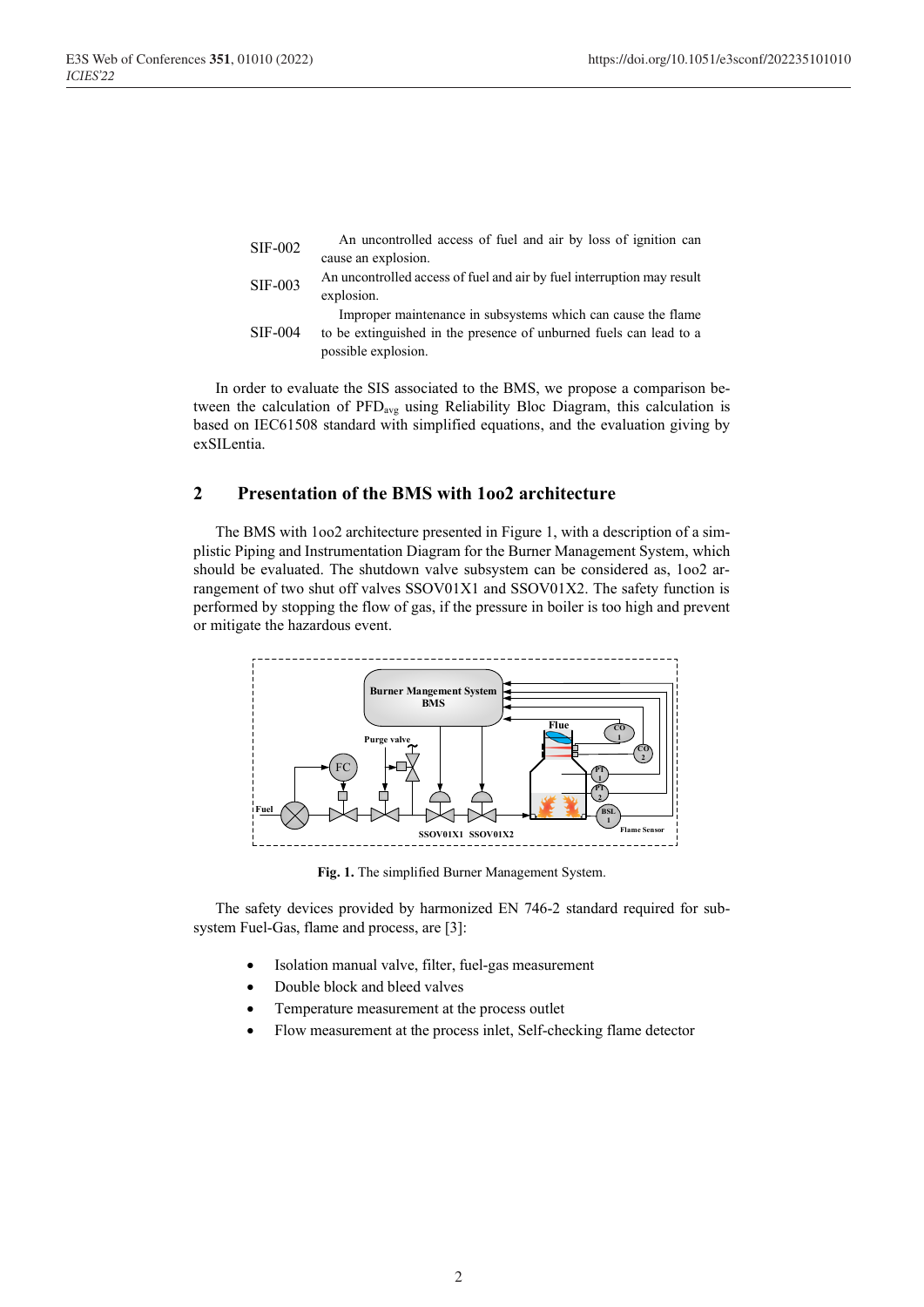| | |
|---|---|
| SIF-002 | An uncontrolled access of fuel and air by loss of ignition can cause an explosion. |
| SIF-003 | An uncontrolled access of fuel and air by fuel interruption may result explosion. |
| SIF-004 | Improper maintenance in subsystems which can cause the flame to be extinguished in the presence of unburned fuels can lead to a possible explosion. |

In order to evaluate the SIS associated to the BMS, we propose a comparison between the calculation of $PFD_{avg}$ using Reliability Bloc Diagram, this calculation is based on IEC61508 standard with simplified equations, and the evaluation giving by exSILentia.

## 2 Presentation of the BMS with 1oo2 architecture

The BMS with 1oo2 architecture presented in Figure 1, with a description of a simplistic Piping and Instrumentation Diagram for the Burner Management System, which should be evaluated. The shutdown valve subsystem can be considered as, 1oo2 arrangement of two shut off valves SSOV01X1 and SSOV01X2. The safety function is performed by stopping the flow of gas, if the pressure in boiler is too high and prevent or mitigate the hazardous event.

**Fig. 1.** The simplified Burner Management System.

The safety devices provided by harmonized EN 746-2 standard required for subsystem Fuel-Gas, flame and process, are [3]:

- Isolation manual valve, filter, fuel-gas measurement
- Double block and bleed valves
- Temperature measurement at the process outlet
- Flow measurement at the process inlet, Self-checking flame detector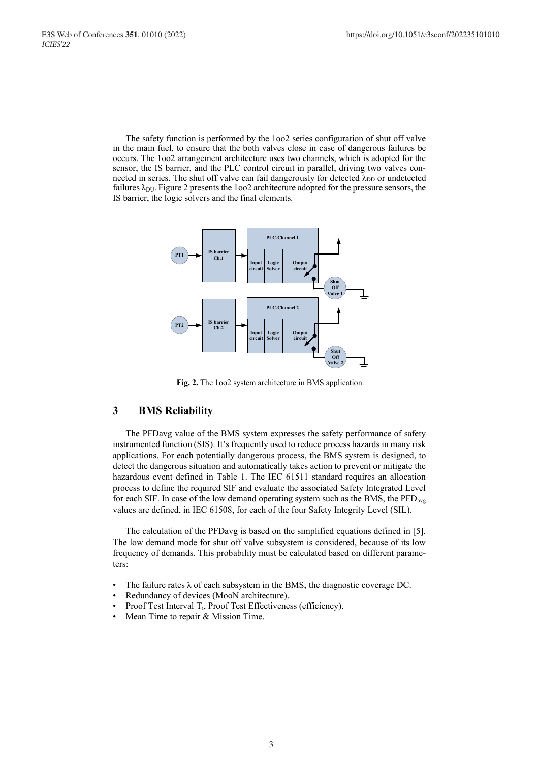The safety function is performed by the 1oo2 series configuration of shut off valve in the main fuel, to ensure that the both valves close in case of dangerous failures be occurs. The 1oo2 arrangement architecture uses two channels, which is adopted for the sensor, the IS barrier, and the PLC control circuit in parallel, driving two valves connected in series. The shut off valve can fail dangerously for detected $\lambda_{DD}$ or undetected failures $\lambda_{DU}$. Figure 2 presents the 1oo2 architecture adopted for the pressure sensors, the IS barrier, the logic solvers and the final elements.

**Fig. 2.** The 1oo2 system architecture in BMS application.

## 3 BMS Reliability

The PFDavg value of the BMS system expresses the safety performance of safety instrumented function (SIS). It's frequently used to reduce process hazards in many risk applications. For each potentially dangerous process, the BMS system is designed, to detect the dangerous situation and automatically takes action to prevent or mitigate the hazardous event defined in Table 1. The IEC 61511 standard requires an allocation process to define the required SIF and evaluate the associated Safety Integrated Level for each SIF. In case of the low demand operating system such as the BMS, the $PFD_{avg}$ values are defined, in IEC 61508, for each of the four Safety Integrity Level (SIL).

The calculation of the PFDavg is based on the simplified equations defined in [5]. The low demand mode for shut off valve subsystem is considered, because of its low frequency of demands. This probability must be calculated based on different parameters:

- The failure rates $\lambda$ of each subsystem in the BMS, the diagnostic coverage DC.
- Redundancy of devices (MooN architecture).
- Proof Test Interval $T_i$, Proof Test Effectiveness (efficiency).
- Mean Time to repair & Mission Time.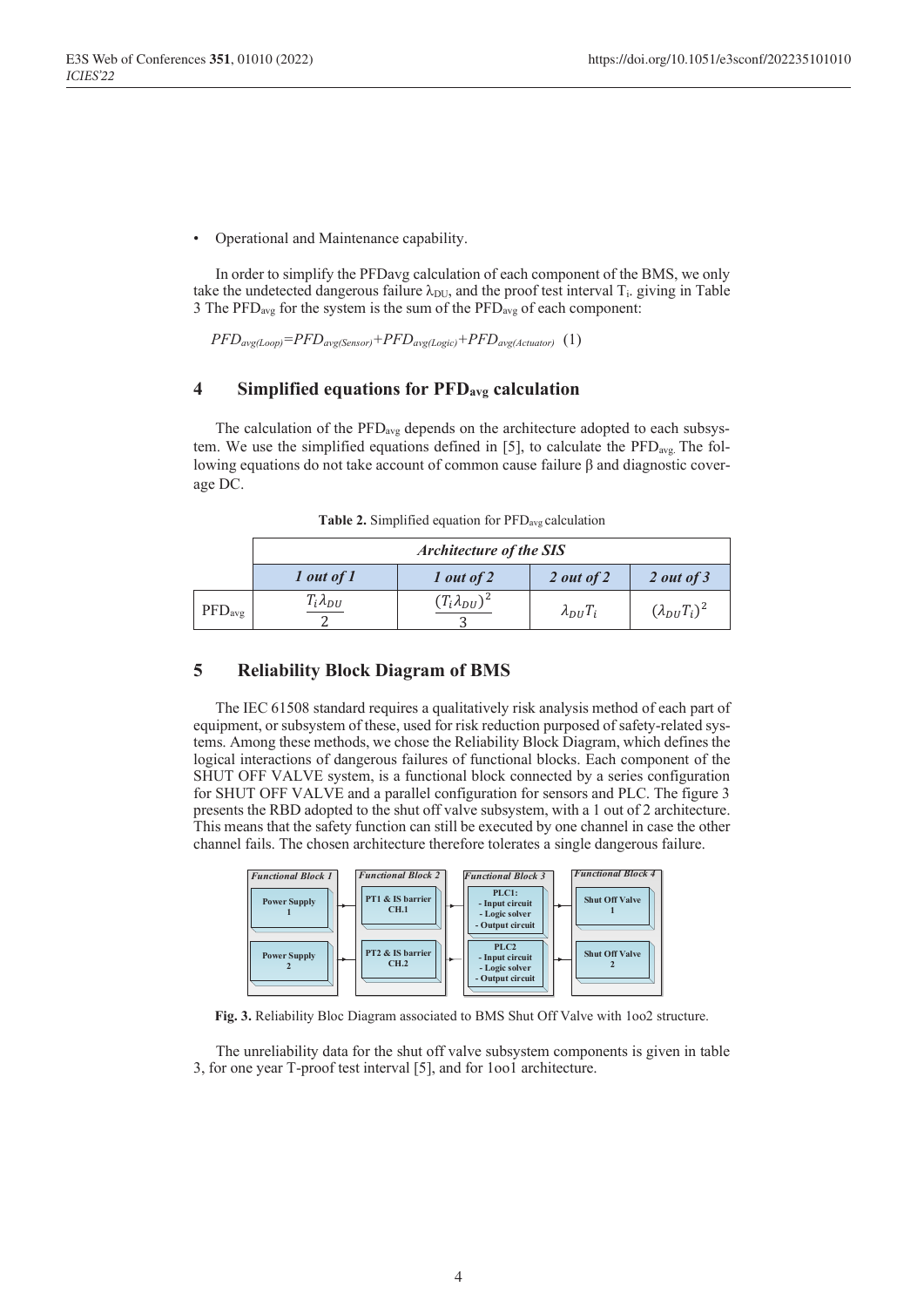- Operational and Maintenance capability.

In order to simplify the PFDavg calculation of each component of the BMS, we only take the undetected dangerous failure $\lambda_{DU}$, and the proof test interval $T_i$. giving in Table 3 The $PFD_{avg}$ for the system is the sum of the $PFD_{avg}$ of each component:

$$PFD_{avg(Loop)}=PFD_{avg(Sensor)}+PFD_{avg(Logic)}+PFD_{avg(Actuator)} \quad (1)$$

## 4 Simplified equations for $PFD_{avg}$ calculation

The calculation of the $PFD_{avg}$ depends on the architecture adopted to each subsystem. We use the simplified equations defined in [5], to calculate the $PFD_{avg}$. The following equations do not take account of common cause failure β and diagnostic coverage DC.

**Table 2.** Simplified equation for $PFD_{avg}$ calculation

| | *Architecture of the SIS* | | | |
|---|---|---|---|---|
| | *1 out of 1* | *1 out of 2* | *2 out of 2* | *2 out of 3* |
| $PFD_{avg}$ | $\frac{T_i\lambda_{DU}}{2}$ | $\frac{(T_i\lambda_{DU})^2}{3}$ | $\lambda_{DU}T_i$ | $(\lambda_{DU}T_i)^2$ |

## 5 Reliability Block Diagram of BMS

The IEC 61508 standard requires a qualitatively risk analysis method of each part of equipment, or subsystem of these, used for risk reduction purposed of safety-related systems. Among these methods, we chose the Reliability Block Diagram, which defines the logical interactions of dangerous failures of functional blocks. Each component of the SHUT OFF VALVE system, is a functional block connected by a series configuration for SHUT OFF VALVE and a parallel configuration for sensors and PLC. The figure 3 presents the RBD adopted to the shut off valve subsystem, with a 1 out of 2 architecture. This means that the safety function can still be executed by one channel in case the other channel fails. The chosen architecture therefore tolerates a single dangerous failure.

| Functional Block 1 | Functional Block 2 | Functional Block 3 | Functional Block 4 |
|---|---|---|---|
| Power Supply 1 | PT1 & IS barrier CH.1 | PLC1: - Input circuit - Logic solver - Output circuit | Shut Off Valve 1 |
| Power Supply 2 | PT2 & IS barrier CH.2 | PLC2 - Input circuit - Logic solver - Output circuit | Shut Off Valve 2 |

**Fig. 3.** Reliability Bloc Diagram associated to BMS Shut Off Valve with 1oo2 structure.

The unreliability data for the shut off valve subsystem components is given in table 3, for one year T-proof test interval [5], and for 1oo1 architecture.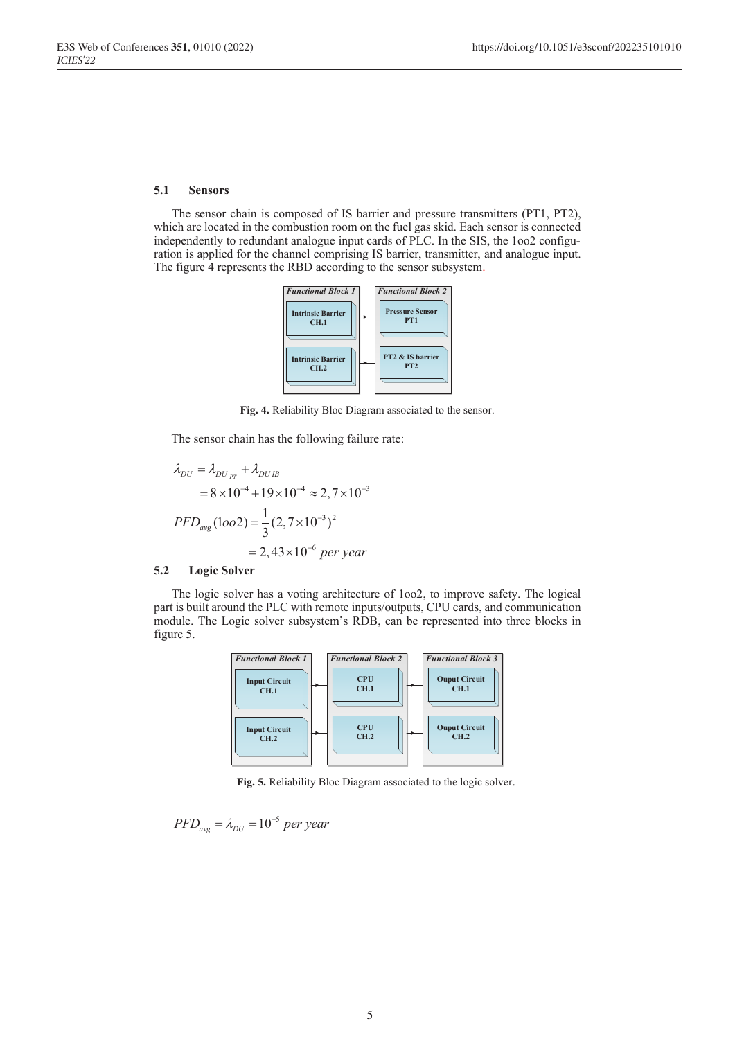### 5.1 Sensors

The sensor chain is composed of IS barrier and pressure transmitters (PT1, PT2), which are located in the combustion room on the fuel gas skid. Each sensor is connected independently to redundant analogue input cards of PLC. In the SIS, the 1oo2 configuration is applied for the channel comprising IS barrier, transmitter, and analogue input. The figure 4 represents the RBD according to the sensor subsystem.

Functional Block 1: Intrinsic Barrier CH.1; Intrinsic Barrier CH.2

Functional Block 2: Pressure Sensor PT1; PT2 & IS barrier PT2

**Fig. 4.** Reliability Bloc Diagram associated to the sensor.

The sensor chain has the following failure rate:

$$
\begin{aligned}
\lambda_{DU} &= \lambda_{DU_{PT}} + \lambda_{DU\,IB} \\
&= 8\times10^{-4} + 19\times10^{-4} \approx 2,7\times10^{-3}
\end{aligned}
$$

$$
\begin{aligned}
PFD_{avg}(1oo2) &= \frac{1}{3}(2,7\times10^{-3})^2 \\
&= 2,43\times10^{-6} \textit{ per year}
\end{aligned}
$$

### 5.2 Logic Solver

The logic solver has a voting architecture of 1oo2, to improve safety. The logical part is built around the PLC with remote inputs/outputs, CPU cards, and communication module. The Logic solver subsystem's RDB, can be represented into three blocks in figure 5.

Functional Block 1: Input Circuit CH.1; Input Circuit CH.2

Functional Block 2: CPU CH.1; CPU CH.2

Functional Block 3: Ouput Circuit CH.1; Ouput Circuit CH.2

**Fig. 5.** Reliability Bloc Diagram associated to the logic solver.

$$
PFD_{avg} = \lambda_{DU} = 10^{-5} \textit{ per year}
$$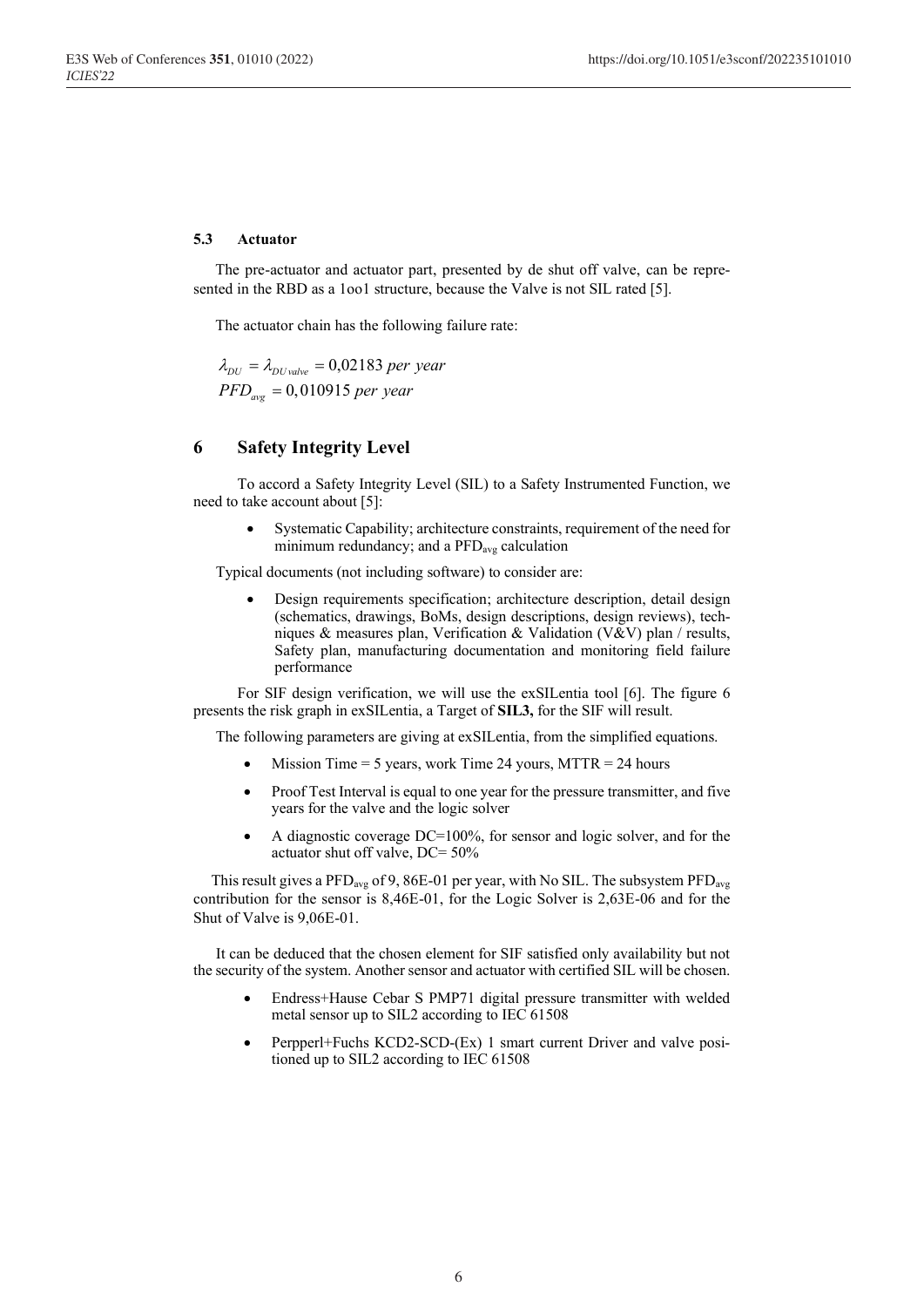### 5.3 Actuator

The pre-actuator and actuator part, presented by de shut off valve, can be represented in the RBD as a 1oo1 structure, because the Valve is not SIL rated [5].

The actuator chain has the following failure rate:

$$\lambda_{DU} = \lambda_{DU\,valve} = 0{,}02183 \; per \; year$$
$$PFD_{avg} = 0{,}010915 \; per \; year$$

## 6 Safety Integrity Level

To accord a Safety Integrity Level (SIL) to a Safety Instrumented Function, we need to take account about [5]:

- Systematic Capability; architecture constraints, requirement of the need for minimum redundancy; and a $PFD_{avg}$ calculation

Typical documents (not including software) to consider are:

- Design requirements specification; architecture description, detail design (schematics, drawings, BoMs, design descriptions, design reviews), techniques & measures plan, Verification & Validation (V&V) plan / results, Safety plan, manufacturing documentation and monitoring field failure performance

For SIF design verification, we will use the exSILentia tool [6]. The figure 6 presents the risk graph in exSILentia, a Target of **SIL3,** for the SIF will result.

The following parameters are giving at exSILentia, from the simplified equations.

- Mission Time = 5 years, work Time 24 yours, MTTR = 24 hours
- Proof Test Interval is equal to one year for the pressure transmitter, and five years for the valve and the logic solver
- A diagnostic coverage DC=100%, for sensor and logic solver, and for the actuator shut off valve, DC= 50%

This result gives a $PFD_{avg}$ of 9, 86E-01 per year, with No SIL. The subsystem $PFD_{avg}$ contribution for the sensor is 8,46E-01, for the Logic Solver is 2,63E-06 and for the Shut of Valve is 9,06E-01.

It can be deduced that the chosen element for SIF satisfied only availability but not the security of the system. Another sensor and actuator with certified SIL will be chosen.

- Endress+Hause Cebar S PMP71 digital pressure transmitter with welded metal sensor up to SIL2 according to IEC 61508
- Perpperl+Fuchs KCD2-SCD-(Ex) 1 smart current Driver and valve positioned up to SIL2 according to IEC 61508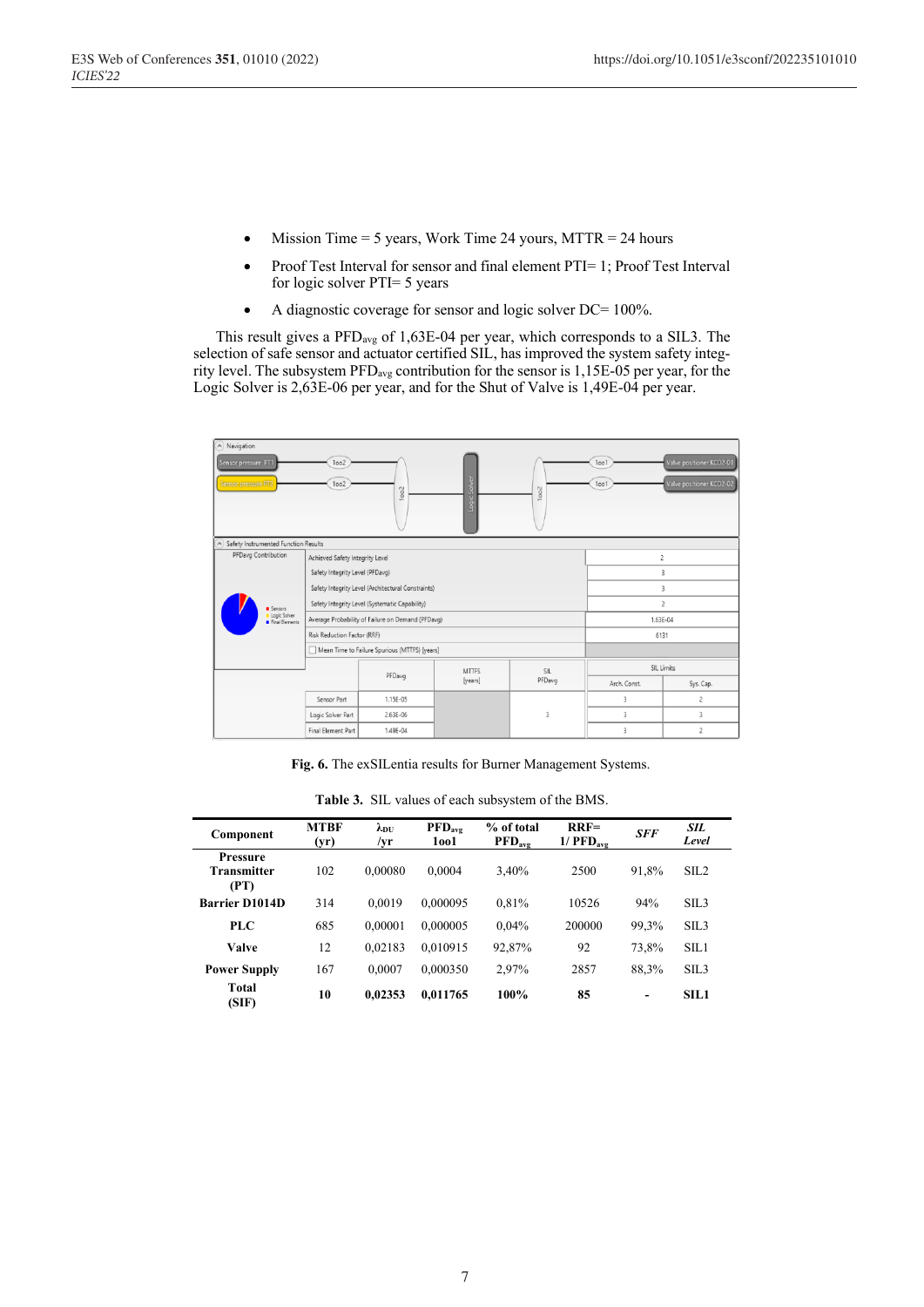- Mission Time = 5 years, Work Time 24 yours, MTTR = 24 hours
- Proof Test Interval for sensor and final element PTI= 1; Proof Test Interval for logic solver PTI= 5 years
- A diagnostic coverage for sensor and logic solver DC= 100%.

This result gives a $PFD_{avg}$ of 1,63E-04 per year, which corresponds to a SIL3. The selection of safe sensor and actuator certified SIL, has improved the system safety integrity level. The subsystem $PFD_{avg}$ contribution for the sensor is 1,15E-05 per year, for the Logic Solver is 2,63E-06 per year, and for the Shut of Valve is 1,49E-04 per year.

**Fig. 6.** The exSILentia results for Burner Management Systems.

**Table 3.** SIL values of each subsystem of the BMS.

| Component | MTBF (yr) | $\lambda_{DU}$ /yr | $PFD_{avg}$ 1oo1 | % of total $PFD_{avg}$ | RRF= 1/ $PFD_{avg}$ | *SFF* | *SIL Level* |
|---|---|---|---|---|---|---|---|
| **Pressure Transmitter (PT)** | 102 | 0,00080 | 0,0004 | 3,40% | 2500 | 91,8% | SIL2 |
| **Barrier D1014D** | 314 | 0,0019 | 0,000095 | 0,81% | 10526 | 94% | SIL3 |
| **PLC** | 685 | 0,00001 | 0,000005 | 0,04% | 200000 | 99,3% | SIL3 |
| **Valve** | 12 | 0,02183 | 0,010915 | 92,87% | 92 | 73,8% | SIL1 |
| **Power Supply** | 167 | 0,0007 | 0,000350 | 2,97% | 2857 | 88,3% | SIL3 |
| **Total (SIF)** | **10** | **0,02353** | **0,011765** | **100%** | **85** | **-** | **SIL1** |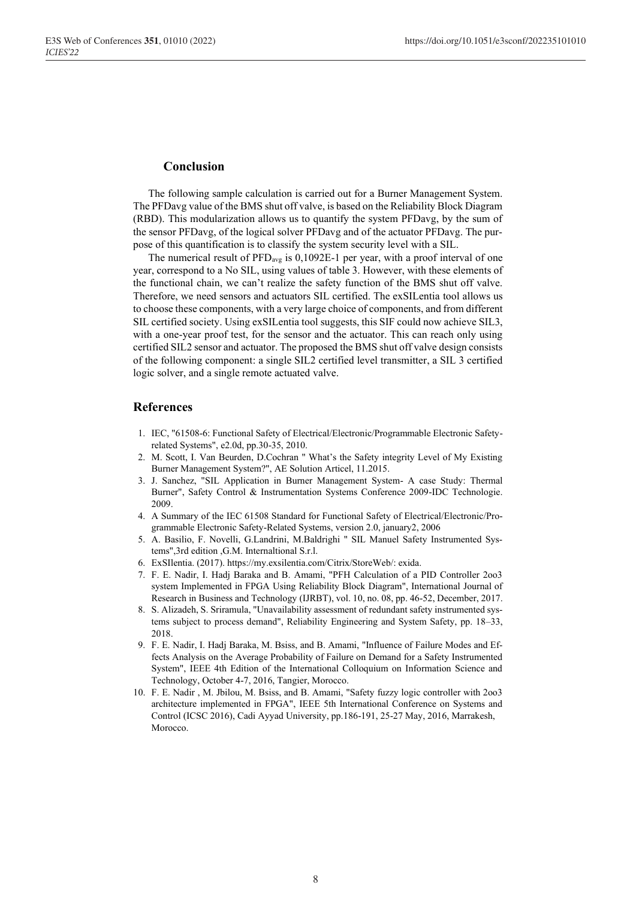## Conclusion

The following sample calculation is carried out for a Burner Management System. The PFDavg value of the BMS shut off valve, is based on the Reliability Block Diagram (RBD). This modularization allows us to quantify the system PFDavg, by the sum of the sensor PFDavg, of the logical solver PFDavg and of the actuator PFDavg. The purpose of this quantification is to classify the system security level with a SIL.

The numerical result of $PFD_{avg}$ is 0,1092E-1 per year, with a proof interval of one year, correspond to a No SIL, using values of table 3. However, with these elements of the functional chain, we can't realize the safety function of the BMS shut off valve. Therefore, we need sensors and actuators SIL certified. The exSILentia tool allows us to choose these components, with a very large choice of components, and from different SIL certified society. Using exSILentia tool suggests, this SIF could now achieve SIL3, with a one-year proof test, for the sensor and the actuator. This can reach only using certified SIL2 sensor and actuator. The proposed the BMS shut off valve design consists of the following component: a single SIL2 certified level transmitter, a SIL 3 certified logic solver, and a single remote actuated valve.

## References

1. IEC, "61508-6: Functional Safety of Electrical/Electronic/Programmable Electronic Safety-related Systems", e2.0d, pp.30-35, 2010.
2. M. Scott, I. Van Beurden, D.Cochran " What's the Safety integrity Level of My Existing Burner Management System?", AE Solution Articel, 11.2015.
3. J. Sanchez, "SIL Application in Burner Management System- A case Study: Thermal Burner", Safety Control & Instrumentation Systems Conference 2009-IDC Technologie. 2009.
4. A Summary of the IEC 61508 Standard for Functional Safety of Electrical/Electronic/Programmable Electronic Safety-Related Systems, version 2.0, january2, 2006
5. A. Basilio, F. Novelli, G.Landrini, M.Baldrighi " SIL Manuel Safety Instrumented Systems",3rd edition ,G.M. Internaltional S.r.l.
6. ExSIlentia. (2017). https://my.exsilentia.com/Citrix/StoreWeb/: exida.
7. F. E. Nadir, I. Hadj Baraka and B. Amami, "PFH Calculation of a PID Controller 2oo3 system Implemented in FPGA Using Reliability Block Diagram", International Journal of Research in Business and Technology (IJRBT), vol. 10, no. 08, pp. 46-52, December, 2017.
8. S. Alizadeh, S. Sriramula, "Unavailability assessment of redundant safety instrumented systems subject to process demand", Reliability Engineering and System Safety, pp. 18–33, 2018.
9. F. E. Nadir, I. Hadj Baraka, M. Bsiss, and B. Amami, "Influence of Failure Modes and Effects Analysis on the Average Probability of Failure on Demand for a Safety Instrumented System", IEEE 4th Edition of the International Colloquium on Information Science and Technology, October 4-7, 2016, Tangier, Morocco.
10. F. E. Nadir , M. Jbilou, M. Bsiss, and B. Amami, "Safety fuzzy logic controller with 2oo3 architecture implemented in FPGA", IEEE 5th International Conference on Systems and Control (ICSC 2016), Cadi Ayyad University, pp.186-191, 25-27 May, 2016, Marrakesh, Morocco.